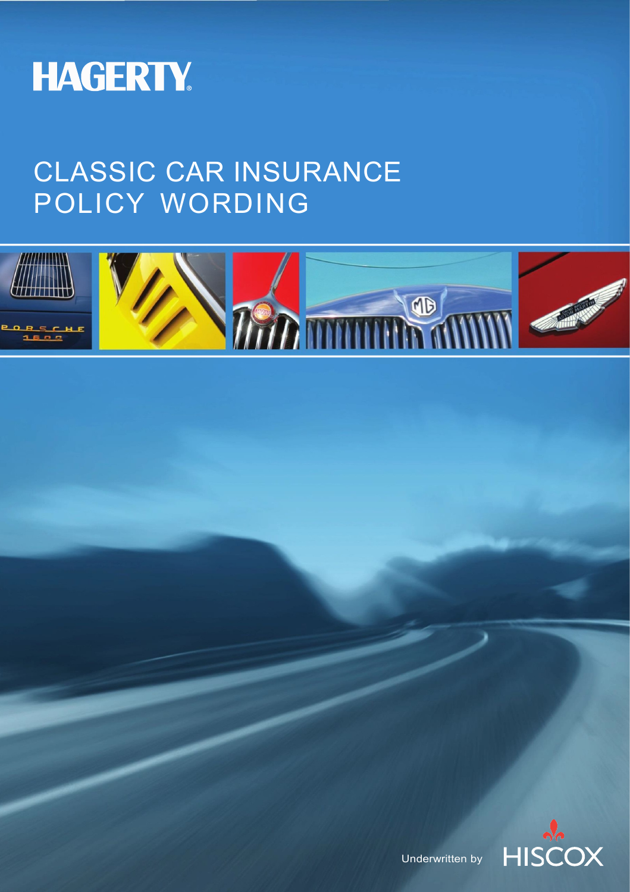# HAGERTY

## CLASSIC CAR INSURANCE POLICY WORDING

Underwritten by HISCOX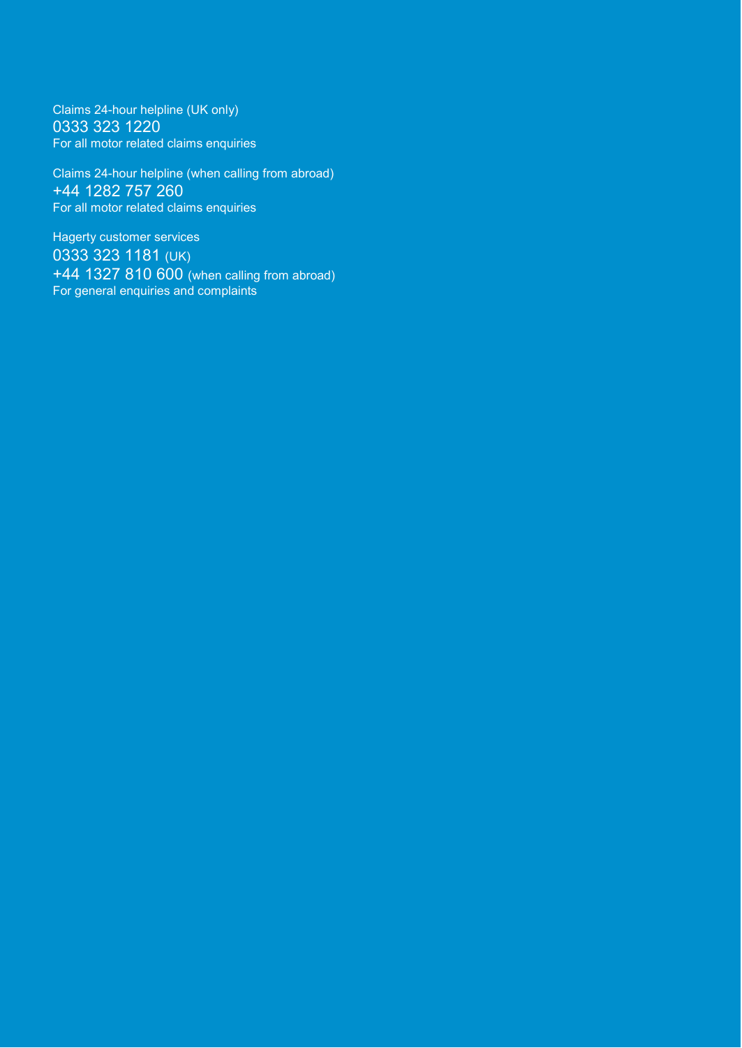Claims 24-hour helpline (UK only)
0333 323 1220
For all motor related claims enquiries

Claims 24-hour helpline (when calling from abroad)
+44 1282 757 260
For all motor related claims enquiries

Hagerty customer services
0333 323 1181 (UK)
+44 1327 810 600 (when calling from abroad)
For general enquiries and complaints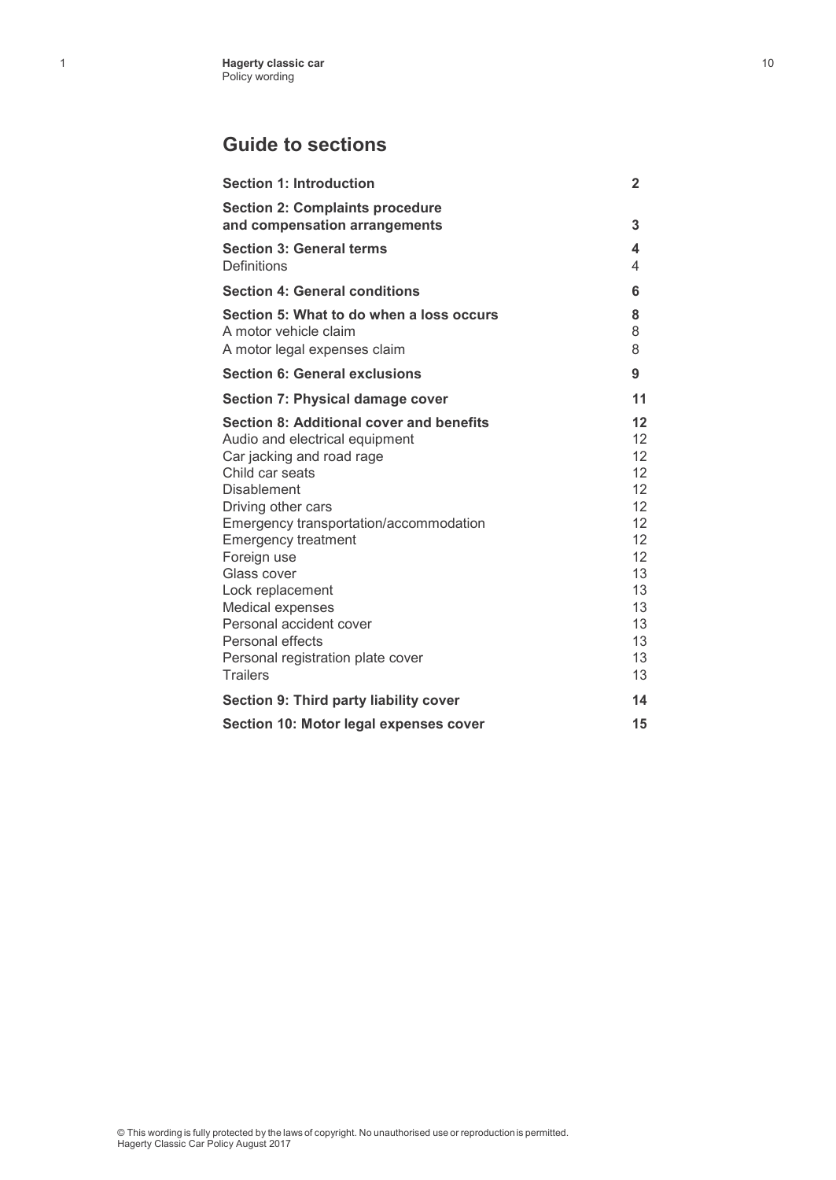## Guide to sections

| | |
|---|---|
| **Section 1: Introduction** | **2** |
| **Section 2: Complaints procedure and compensation arrangements** | **3** |
| **Section 3: General terms** | **4** |
| Definitions | 4 |
| **Section 4: General conditions** | **6** |
| **Section 5: What to do when a loss occurs** | **8** |
| A motor vehicle claim | 8 |
| A motor legal expenses claim | 8 |
| **Section 6: General exclusions** | **9** |
| **Section 7: Physical damage cover** | **11** |
| **Section 8: Additional cover and benefits** | **12** |
| Audio and electrical equipment | 12 |
| Car jacking and road rage | 12 |
| Child car seats | 12 |
| Disablement | 12 |
| Driving other cars | 12 |
| Emergency transportation/accommodation | 12 |
| Emergency treatment | 12 |
| Foreign use | 12 |
| Glass cover | 13 |
| Lock replacement | 13 |
| Medical expenses | 13 |
| Personal accident cover | 13 |
| Personal effects | 13 |
| Personal registration plate cover | 13 |
| Trailers | 13 |
| **Section 9: Third party liability cover** | **14** |
| **Section 10: Motor legal expenses cover** | **15** |

© This wording is fully protected by the laws of copyright. No unauthorised use or reproduction is permitted.
Hagerty Classic Car Policy August 2017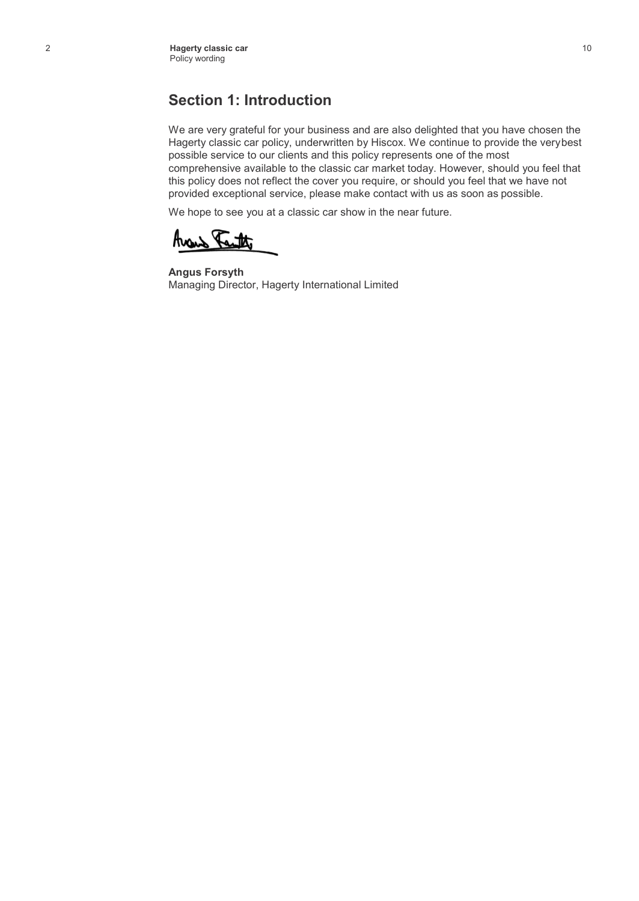## Section 1: Introduction

We are very grateful for your business and are also delighted that you have chosen the Hagerty classic car policy, underwritten by Hiscox. We continue to provide the verybest possible service to our clients and this policy represents one of the most comprehensive available to the classic car market today. However, should you feel that this policy does not reflect the cover you require, or should you feel that we have not provided exceptional service, please make contact with us as soon as possible.

We hope to see you at a classic car show in the near future.

**Angus Forsyth**
Managing Director, Hagerty International Limited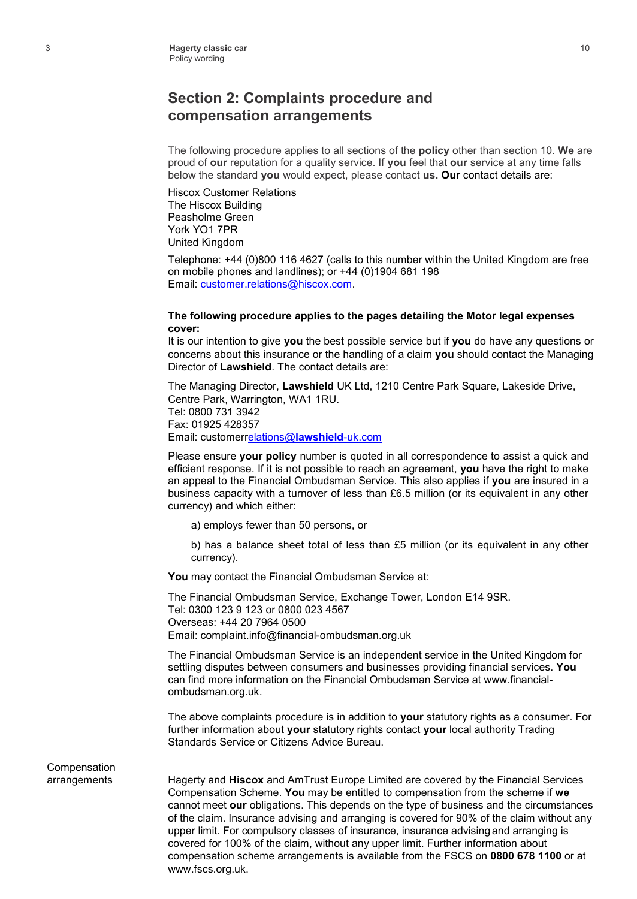## Section 2: Complaints procedure and compensation arrangements

The following procedure applies to all sections of the **policy** other than section 10. **We** are proud of **our** reputation for a quality service. If **you** feel that **our** service at any time falls below the standard **you** would expect, please contact **us. Our** contact details are:

Hiscox Customer Relations
The Hiscox Building
Peasholme Green
York YO1 7PR
United Kingdom

Telephone: +44 (0)800 116 4627 (calls to this number within the United Kingdom are free on mobile phones and landlines); or +44 (0)1904 681 198
Email: customer.relations@hiscox.com.

**The following procedure applies to the pages detailing the Motor legal expenses cover:**
It is our intention to give **you** the best possible service but if **you** do have any questions or concerns about this insurance or the handling of a claim **you** should contact the Managing Director of **Lawshield**. The contact details are:

The Managing Director, **Lawshield** UK Ltd, 1210 Centre Park Square, Lakeside Drive, Centre Park, Warrington, WA1 1RU.
Tel: 0800 731 3942
Fax: 01925 428357
Email: customerrelations@**lawshield**-uk.com

Please ensure **your policy** number is quoted in all correspondence to assist a quick and efficient response. If it is not possible to reach an agreement, **you** have the right to make an appeal to the Financial Ombudsman Service. This also applies if **you** are insured in a business capacity with a turnover of less than £6.5 million (or its equivalent in any other currency) and which either:

a) employs fewer than 50 persons, or

b) has a balance sheet total of less than £5 million (or its equivalent in any other currency).

**You** may contact the Financial Ombudsman Service at:

The Financial Ombudsman Service, Exchange Tower, London E14 9SR.
Tel: 0300 123 9 123 or 0800 023 4567
Overseas: +44 20 7964 0500
Email: complaint.info@financial-ombudsman.org.uk

The Financial Ombudsman Service is an independent service in the United Kingdom for settling disputes between consumers and businesses providing financial services. **You** can find more information on the Financial Ombudsman Service at www.financial-ombudsman.org.uk.

The above complaints procedure is in addition to **your** statutory rights as a consumer. For further information about **your** statutory rights contact **your** local authority Trading Standards Service or Citizens Advice Bureau.

### Compensation arrangements

Hagerty and **Hiscox** and AmTrust Europe Limited are covered by the Financial Services Compensation Scheme. **You** may be entitled to compensation from the scheme if **we** cannot meet **our** obligations. This depends on the type of business and the circumstances of the claim. Insurance advising and arranging is covered for 90% of the claim without any upper limit. For compulsory classes of insurance, insurance advising and arranging is covered for 100% of the claim, without any upper limit. Further information about compensation scheme arrangements is available from the FSCS on **0800 678 1100** or at www.fscs.org.uk.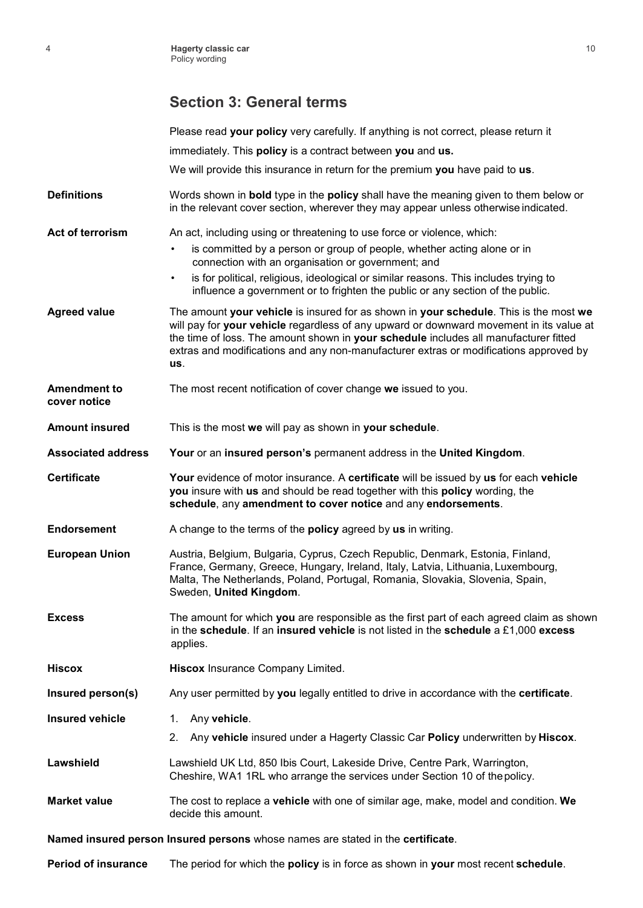## Section 3: General terms

Please read **your policy** very carefully. If anything is not correct, please return it immediately. This **policy** is a contract between **you** and **us.**

We will provide this insurance in return for the premium **you** have paid to **us**.

**Definitions** Words shown in **bold** type in the **policy** shall have the meaning given to them below or in the relevant cover section, wherever they may appear unless otherwise indicated.

**Act of terrorism** An act, including using or threatening to use force or violence, which:

- is committed by a person or group of people, whether acting alone or in connection with an organisation or government; and
- is for political, religious, ideological or similar reasons. This includes trying to influence a government or to frighten the public or any section of the public.

**Agreed value** The amount **your vehicle** is insured for as shown in **your schedule**. This is the most **we** will pay for **your vehicle** regardless of any upward or downward movement in its value at the time of loss. The amount shown in **your schedule** includes all manufacturer fitted extras and modifications and any non-manufacturer extras or modifications approved by **us**.

**Amendment to cover notice** The most recent notification of cover change **we** issued to you.

**Amount insured** This is the most **we** will pay as shown in **your schedule**.

**Associated address** **Your** or an **insured person's** permanent address in the **United Kingdom**.

**Certificate** **Your** evidence of motor insurance. A **certificate** will be issued by **us** for each **vehicle** **you** insure with **us** and should be read together with this **policy** wording, the **schedule**, any **amendment to cover notice** and any **endorsements**.

**Endorsement** A change to the terms of the **policy** agreed by **us** in writing.

**European Union** Austria, Belgium, Bulgaria, Cyprus, Czech Republic, Denmark, Estonia, Finland, France, Germany, Greece, Hungary, Ireland, Italy, Latvia, Lithuania, Luxembourg, Malta, The Netherlands, Poland, Portugal, Romania, Slovakia, Slovenia, Spain, Sweden, **United Kingdom**.

**Excess** The amount for which **you** are responsible as the first part of each agreed claim as shown in the **schedule**. If an **insured vehicle** is not listed in the **schedule** a £1,000 **excess** applies.

**Hiscox** **Hiscox** Insurance Company Limited.

**Insured person(s)** Any user permitted by **you** legally entitled to drive in accordance with the **certificate**.

**Insured vehicle**

1. Any **vehicle**.
2. Any **vehicle** insured under a Hagerty Classic Car **Policy** underwritten by **Hiscox**.

**Lawshield** Lawshield UK Ltd, 850 Ibis Court, Lakeside Drive, Centre Park, Warrington, Cheshire, WA1 1RL who arrange the services under Section 10 of the policy.

**Market value** The cost to replace a **vehicle** with one of similar age, make, model and condition. **We** decide this amount.

**Named insured person** **Insured persons** whose names are stated in the **certificate**.

**Period of insurance** The period for which the **policy** is in force as shown in **your** most recent **schedule**.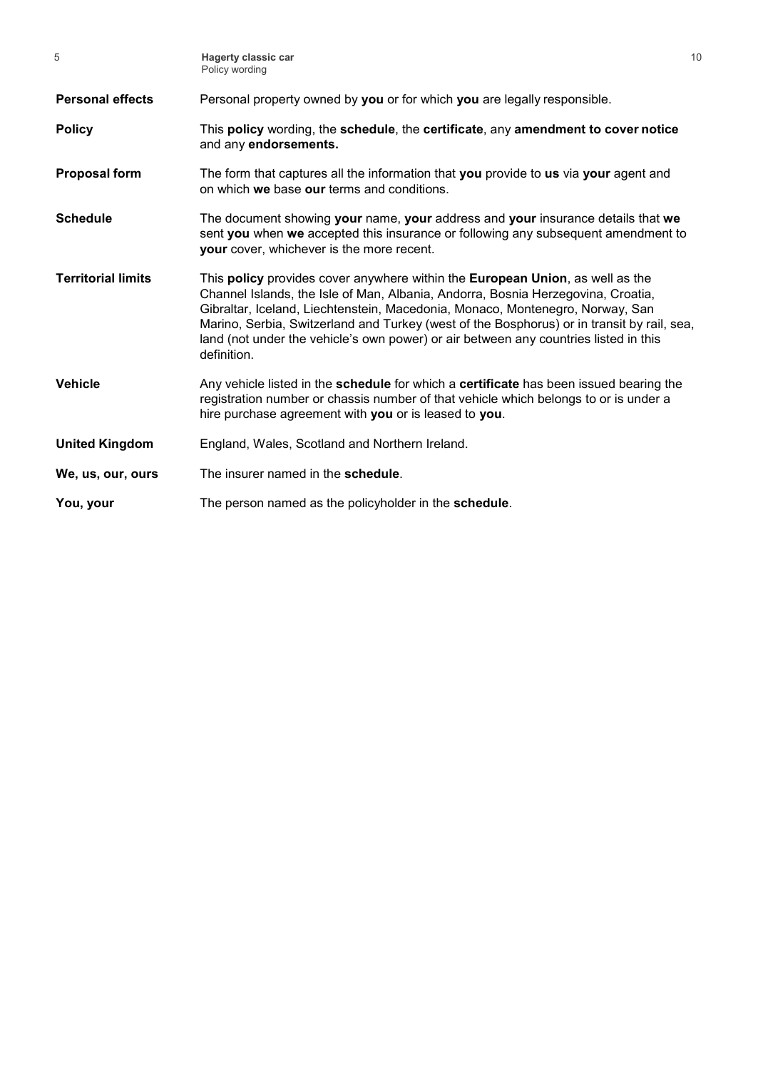**Personal effects** Personal property owned by **you** or for which **you** are legally responsible.

**Policy** This **policy** wording, the **schedule**, the **certificate**, any **amendment to cover notice** and any **endorsements.**

**Proposal form** The form that captures all the information that **you** provide to **us** via **your** agent and on which **we** base **our** terms and conditions.

**Schedule** The document showing **your** name, **your** address and **your** insurance details that **we** sent **you** when **we** accepted this insurance or following any subsequent amendment to **your** cover, whichever is the more recent.

**Territorial limits** This **policy** provides cover anywhere within the **European Union**, as well as the Channel Islands, the Isle of Man, Albania, Andorra, Bosnia Herzegovina, Croatia, Gibraltar, Iceland, Liechtenstein, Macedonia, Monaco, Montenegro, Norway, San Marino, Serbia, Switzerland and Turkey (west of the Bosphorus) or in transit by rail, sea, land (not under the vehicle's own power) or air between any countries listed in this definition.

**Vehicle** Any vehicle listed in the **schedule** for which a **certificate** has been issued bearing the registration number or chassis number of that vehicle which belongs to or is under a hire purchase agreement with **you** or is leased to **you**.

**United Kingdom** England, Wales, Scotland and Northern Ireland.

**We, us, our, ours** The insurer named in the **schedule**.

**You, your** The person named as the policyholder in the **schedule**.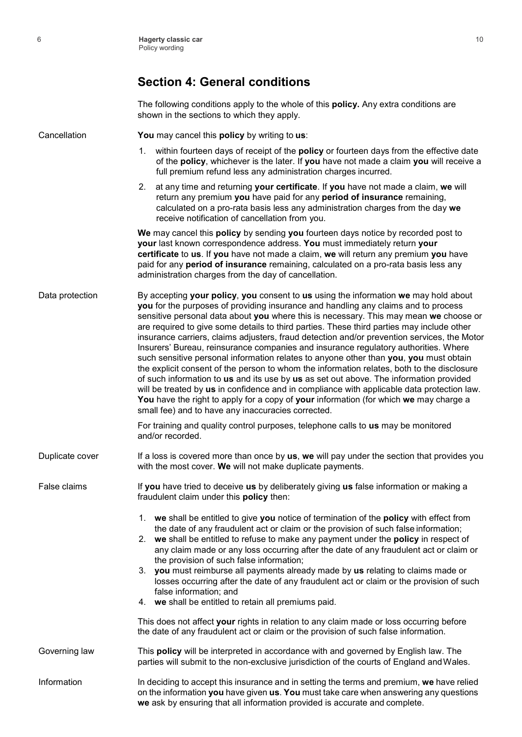## Section 4: General conditions

The following conditions apply to the whole of this **policy.** Any extra conditions are shown in the sections to which they apply.

**Cancellation**

**You** may cancel this **policy** by writing to **us**:

1. within fourteen days of receipt of the **policy** or fourteen days from the effective date of the **policy**, whichever is the later. If **you** have not made a claim **you** will receive a full premium refund less any administration charges incurred.
2. at any time and returning **your certificate**. If **you** have not made a claim, **we** will return any premium **you** have paid for any **period of insurance** remaining, calculated on a pro-rata basis less any administration charges from the day **we** receive notification of cancellation from you.

**We** may cancel this **policy** by sending **you** fourteen days notice by recorded post to **your** last known correspondence address. **You** must immediately return **your certificate** to **us**. If **you** have not made a claim, **we** will return any premium **you** have paid for any **period of insurance** remaining, calculated on a pro-rata basis less any administration charges from the day of cancellation.

**Data protection**

By accepting **your policy**, **you** consent to **us** using the information **we** may hold about **you** for the purposes of providing insurance and handling any claims and to process sensitive personal data about **you** where this is necessary. This may mean **we** choose or are required to give some details to third parties. These third parties may include other insurance carriers, claims adjusters, fraud detection and/or prevention services, the Motor Insurers' Bureau, reinsurance companies and insurance regulatory authorities. Where such sensitive personal information relates to anyone other than **you**, **you** must obtain the explicit consent of the person to whom the information relates, both to the disclosure of such information to **us** and its use by **us** as set out above. The information provided will be treated by **us** in confidence and in compliance with applicable data protection law. **You** have the right to apply for a copy of **your** information (for which **we** may charge a small fee) and to have any inaccuracies corrected.

For training and quality control purposes, telephone calls to **us** may be monitored and/or recorded.

**Duplicate cover**

If a loss is covered more than once by **us**, **we** will pay under the section that provides you with the most cover. **We** will not make duplicate payments.

**False claims**

If **you** have tried to deceive **us** by deliberately giving **us** false information or making a fraudulent claim under this **policy** then:

1. **we** shall be entitled to give **you** notice of termination of the **policy** with effect from the date of any fraudulent act or claim or the provision of such false information;
2. **we** shall be entitled to refuse to make any payment under the **policy** in respect of any claim made or any loss occurring after the date of any fraudulent act or claim or the provision of such false information;
3. **you** must reimburse all payments already made by **us** relating to claims made or losses occurring after the date of any fraudulent act or claim or the provision of such false information; and
4. **we** shall be entitled to retain all premiums paid.

This does not affect **your** rights in relation to any claim made or loss occurring before the date of any fraudulent act or claim or the provision of such false information.

**Governing law**

This **policy** will be interpreted in accordance with and governed by English law. The parties will submit to the non-exclusive jurisdiction of the courts of England and Wales.

**Information**

In deciding to accept this insurance and in setting the terms and premium, **we** have relied on the information **you** have given **us**. **You** must take care when answering any questions **we** ask by ensuring that all information provided is accurate and complete.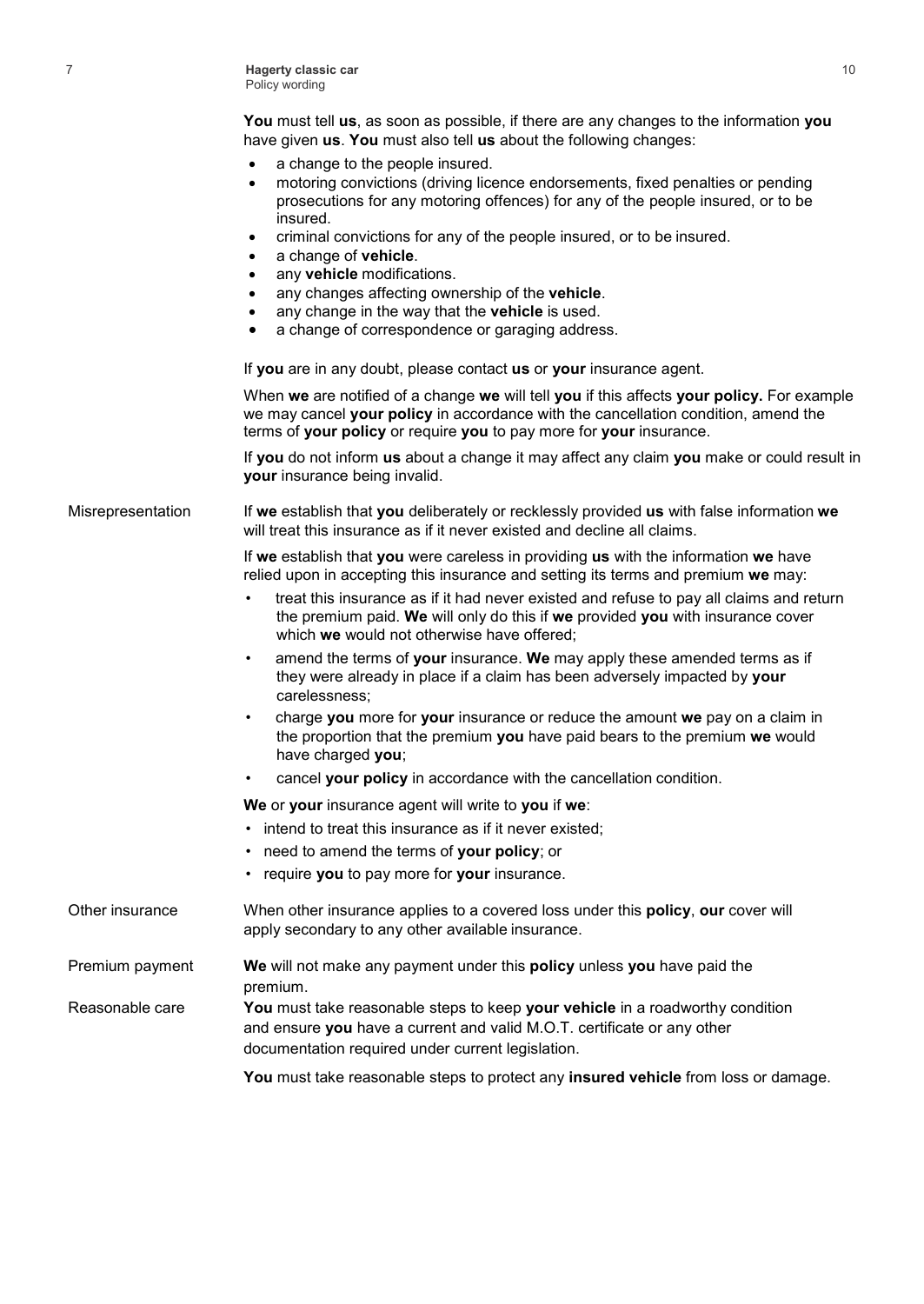**You** must tell **us**, as soon as possible, if there are any changes to the information **you** have given **us**. **You** must also tell **us** about the following changes:

- a change to the people insured.
- motoring convictions (driving licence endorsements, fixed penalties or pending prosecutions for any motoring offences) for any of the people insured, or to be insured.
- criminal convictions for any of the people insured, or to be insured.
- a change of **vehicle**.
- any **vehicle** modifications.
- any changes affecting ownership of the **vehicle**.
- any change in the way that the **vehicle** is used.
- a change of correspondence or garaging address.

If **you** are in any doubt, please contact **us** or **your** insurance agent.

When **we** are notified of a change **we** will tell **you** if this affects **your policy.** For example we may cancel **your policy** in accordance with the cancellation condition, amend the terms of **your policy** or require **you** to pay more for **your** insurance.

If **you** do not inform **us** about a change it may affect any claim **you** make or could result in **your** insurance being invalid.

**Misrepresentation**

If **we** establish that **you** deliberately or recklessly provided **us** with false information **we** will treat this insurance as if it never existed and decline all claims.

If **we** establish that **you** were careless in providing **us** with the information **we** have relied upon in accepting this insurance and setting its terms and premium **we** may:

- treat this insurance as if it had never existed and refuse to pay all claims and return the premium paid. **We** will only do this if **we** provided **you** with insurance cover which **we** would not otherwise have offered;
- amend the terms of **your** insurance. **We** may apply these amended terms as if they were already in place if a claim has been adversely impacted by **your** carelessness;
- charge **you** more for **your** insurance or reduce the amount **we** pay on a claim in the proportion that the premium **you** have paid bears to the premium **we** would have charged **you**;
- cancel **your policy** in accordance with the cancellation condition.

**We** or **your** insurance agent will write to **you** if **we**:

- intend to treat this insurance as if it never existed;
- need to amend the terms of **your policy**; or
- require **you** to pay more for **your** insurance.

**Other insurance**

When other insurance applies to a covered loss under this **policy**, **our** cover will apply secondary to any other available insurance.

**Premium payment**

**We** will not make any payment under this **policy** unless **you** have paid the premium.

**Reasonable care**

**You** must take reasonable steps to keep **your vehicle** in a roadworthy condition and ensure **you** have a current and valid M.O.T. certificate or any other documentation required under current legislation.

**You** must take reasonable steps to protect any **insured vehicle** from loss or damage.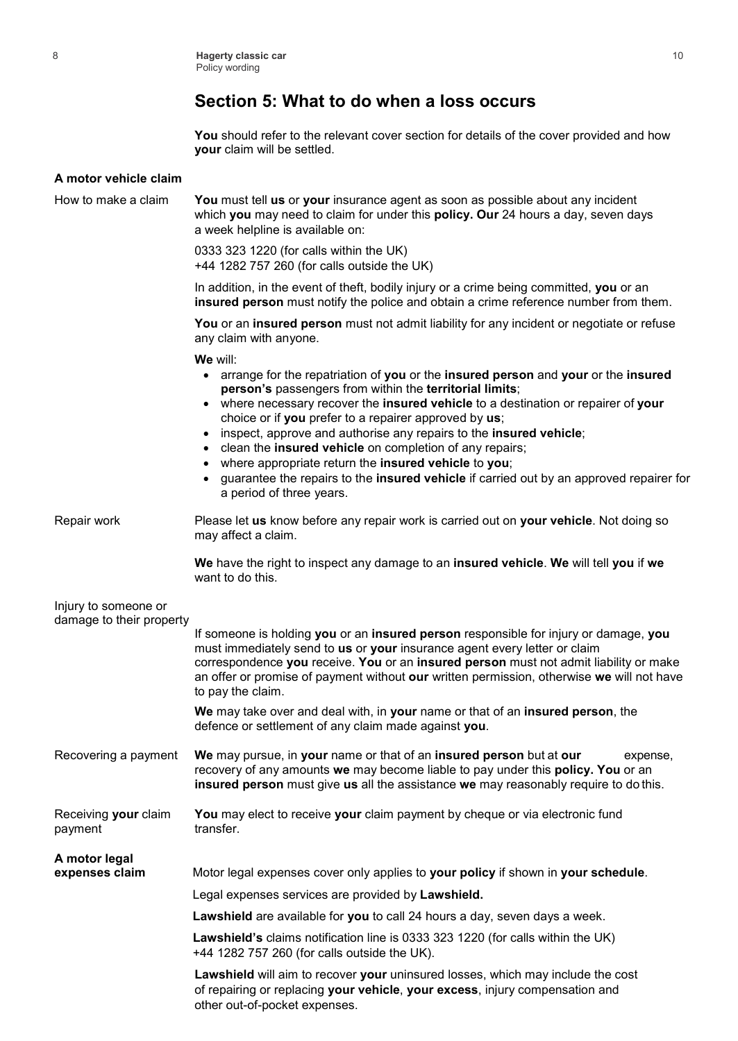## Section 5: What to do when a loss occurs

**You** should refer to the relevant cover section for details of the cover provided and how **your** claim will be settled.

### A motor vehicle claim

**How to make a claim**

**You** must tell **us** or **your** insurance agent as soon as possible about any incident which **you** may need to claim for under this **policy. Our** 24 hours a day, seven days a week helpline is available on:

0333 323 1220 (for calls within the UK)
+44 1282 757 260 (for calls outside the UK)

In addition, in the event of theft, bodily injury or a crime being committed, **you** or an **insured person** must notify the police and obtain a crime reference number from them.

**You** or an **insured person** must not admit liability for any incident or negotiate or refuse any claim with anyone.

**We** will:

- arrange for the repatriation of **you** or the **insured person** and **your** or the **insured person's** passengers from within the **territorial limits**;
- where necessary recover the **insured vehicle** to a destination or repairer of **your** choice or if **you** prefer to a repairer approved by **us**;
- inspect, approve and authorise any repairs to the **insured vehicle**;
- clean the **insured vehicle** on completion of any repairs;
- where appropriate return the **insured vehicle** to **you**;
- guarantee the repairs to the **insured vehicle** if carried out by an approved repairer for a period of three years.

**Repair work**

Please let **us** know before any repair work is carried out on **your vehicle**. Not doing so may affect a claim.

**We** have the right to inspect any damage to an **insured vehicle**. **We** will tell **you** if **we** want to do this.

**Injury to someone or damage to their property**

If someone is holding **you** or an **insured person** responsible for injury or damage, **you** must immediately send to **us** or **your** insurance agent every letter or claim correspondence **you** receive. **You** or an **insured person** must not admit liability or make an offer or promise of payment without **our** written permission, otherwise **we** will not have to pay the claim.

**We** may take over and deal with, in **your** name or that of an **insured person**, the defence or settlement of any claim made against **you**.

**Recovering a payment**

**We** may pursue, in **your** name or that of an **insured person** but at **our** expense, recovery of any amounts **we** may become liable to pay under this **policy. You** or an **insured person** must give **us** all the assistance **we** may reasonably require to do this.

**Receiving your claim payment**

**You** may elect to receive **your** claim payment by cheque or via electronic fund transfer.

### A motor legal expenses claim

Motor legal expenses cover only applies to **your policy** if shown in **your schedule**.

Legal expenses services are provided by **Lawshield.**

**Lawshield** are available for **you** to call 24 hours a day, seven days a week.

**Lawshield's** claims notification line is 0333 323 1220 (for calls within the UK) +44 1282 757 260 (for calls outside the UK).

**Lawshield** will aim to recover **your** uninsured losses, which may include the cost of repairing or replacing **your vehicle**, **your excess**, injury compensation and other out-of-pocket expenses.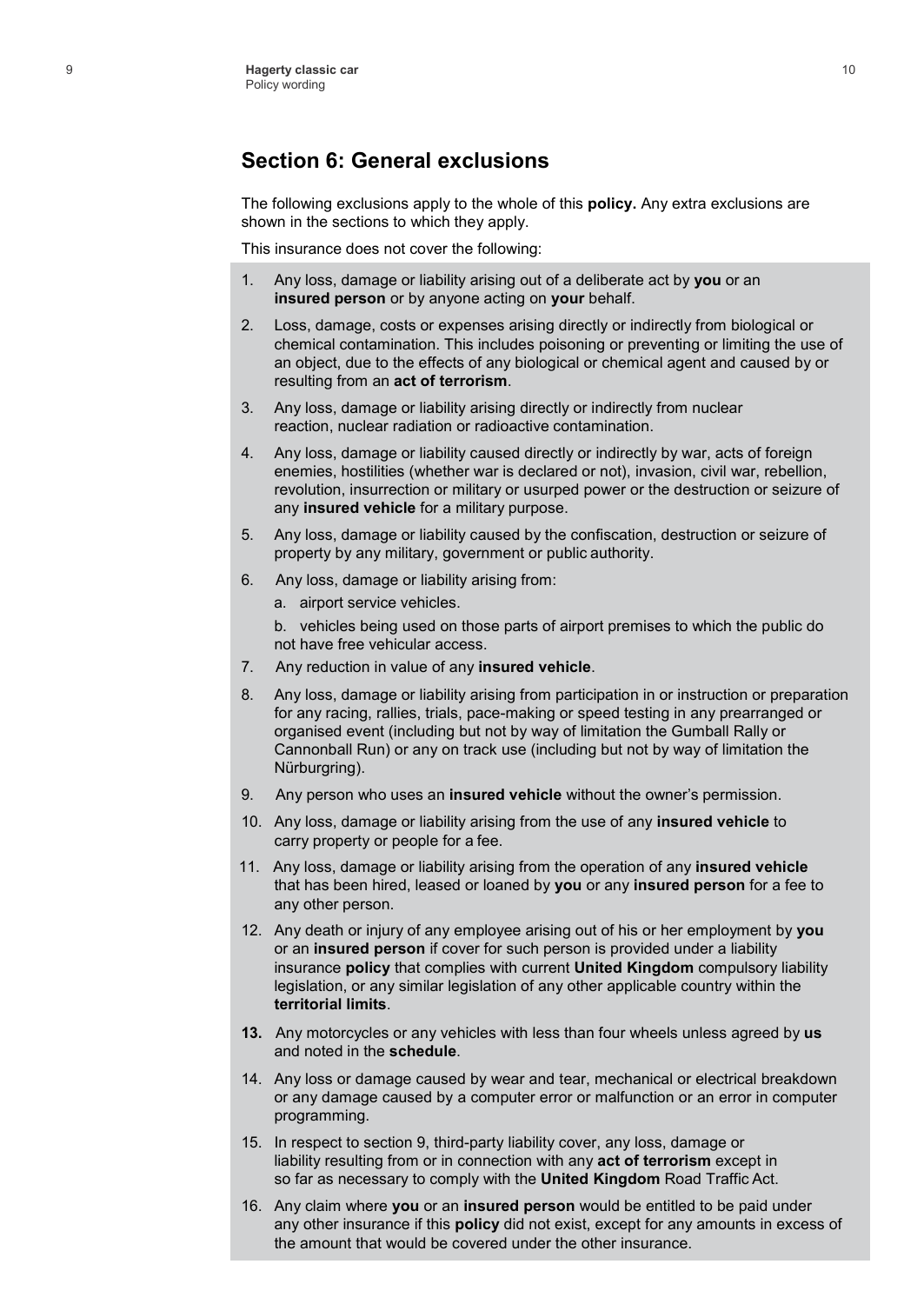## Section 6: General exclusions

The following exclusions apply to the whole of this **policy.** Any extra exclusions are shown in the sections to which they apply.

This insurance does not cover the following:

1. Any loss, damage or liability arising out of a deliberate act by **you** or an **insured person** or by anyone acting on **your** behalf.
2. Loss, damage, costs or expenses arising directly or indirectly from biological or chemical contamination. This includes poisoning or preventing or limiting the use of an object, due to the effects of any biological or chemical agent and caused by or resulting from an **act of terrorism**.
3. Any loss, damage or liability arising directly or indirectly from nuclear reaction, nuclear radiation or radioactive contamination.
4. Any loss, damage or liability caused directly or indirectly by war, acts of foreign enemies, hostilities (whether war is declared or not), invasion, civil war, rebellion, revolution, insurrection or military or usurped power or the destruction or seizure of any **insured vehicle** for a military purpose.
5. Any loss, damage or liability caused by the confiscation, destruction or seizure of property by any military, government or public authority.
6. Any loss, damage or liability arising from:

   a. airport service vehicles.

   b. vehicles being used on those parts of airport premises to which the public do not have free vehicular access.
7. Any reduction in value of any **insured vehicle**.
8. Any loss, damage or liability arising from participation in or instruction or preparation for any racing, rallies, trials, pace-making or speed testing in any prearranged or organised event (including but not by way of limitation the Gumball Rally or Cannonball Run) or any on track use (including but not by way of limitation the Nürburgring).
9. Any person who uses an **insured vehicle** without the owner's permission.
10. Any loss, damage or liability arising from the use of any **insured vehicle** to carry property or people for a fee.
11. Any loss, damage or liability arising from the operation of any **insured vehicle** that has been hired, leased or loaned by **you** or any **insured person** for a fee to any other person.
12. Any death or injury of any employee arising out of his or her employment by **you** or an **insured person** if cover for such person is provided under a liability insurance **policy** that complies with current **United Kingdom** compulsory liability legislation, or any similar legislation of any other applicable country within the **territorial limits**.
13. Any motorcycles or any vehicles with less than four wheels unless agreed by **us** and noted in the **schedule**.
14. Any loss or damage caused by wear and tear, mechanical or electrical breakdown or any damage caused by a computer error or malfunction or an error in computer programming.
15. In respect to section 9, third-party liability cover, any loss, damage or liability resulting from or in connection with any **act of terrorism** except in so far as necessary to comply with the **United Kingdom** Road Traffic Act.
16. Any claim where **you** or an **insured person** would be entitled to be paid under any other insurance if this **policy** did not exist, except for any amounts in excess of the amount that would be covered under the other insurance.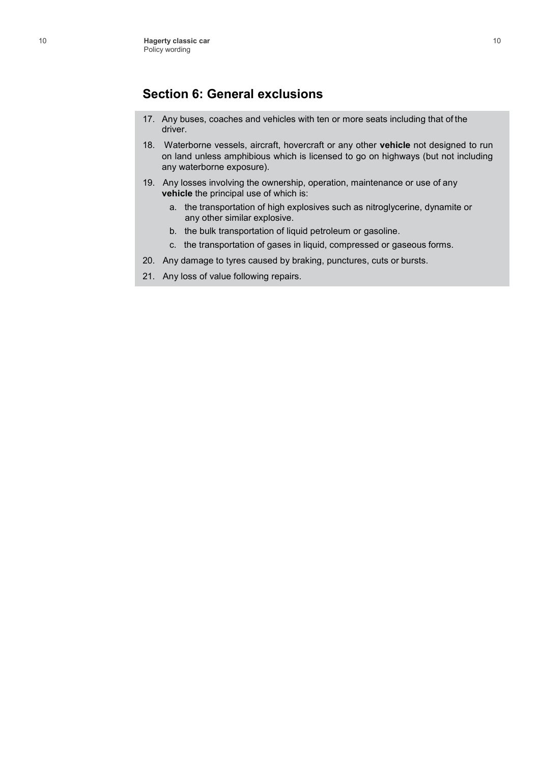## Section 6: General exclusions

17. Any buses, coaches and vehicles with ten or more seats including that of the driver.
18. Waterborne vessels, aircraft, hovercraft or any other **vehicle** not designed to run on land unless amphibious which is licensed to go on highways (but not including any waterborne exposure).
19. Any losses involving the ownership, operation, maintenance or use of any **vehicle** the principal use of which is:
    a. the transportation of high explosives such as nitroglycerine, dynamite or any other similar explosive.
    b. the bulk transportation of liquid petroleum or gasoline.
    c. the transportation of gases in liquid, compressed or gaseous forms.
20. Any damage to tyres caused by braking, punctures, cuts or bursts.
21. Any loss of value following repairs.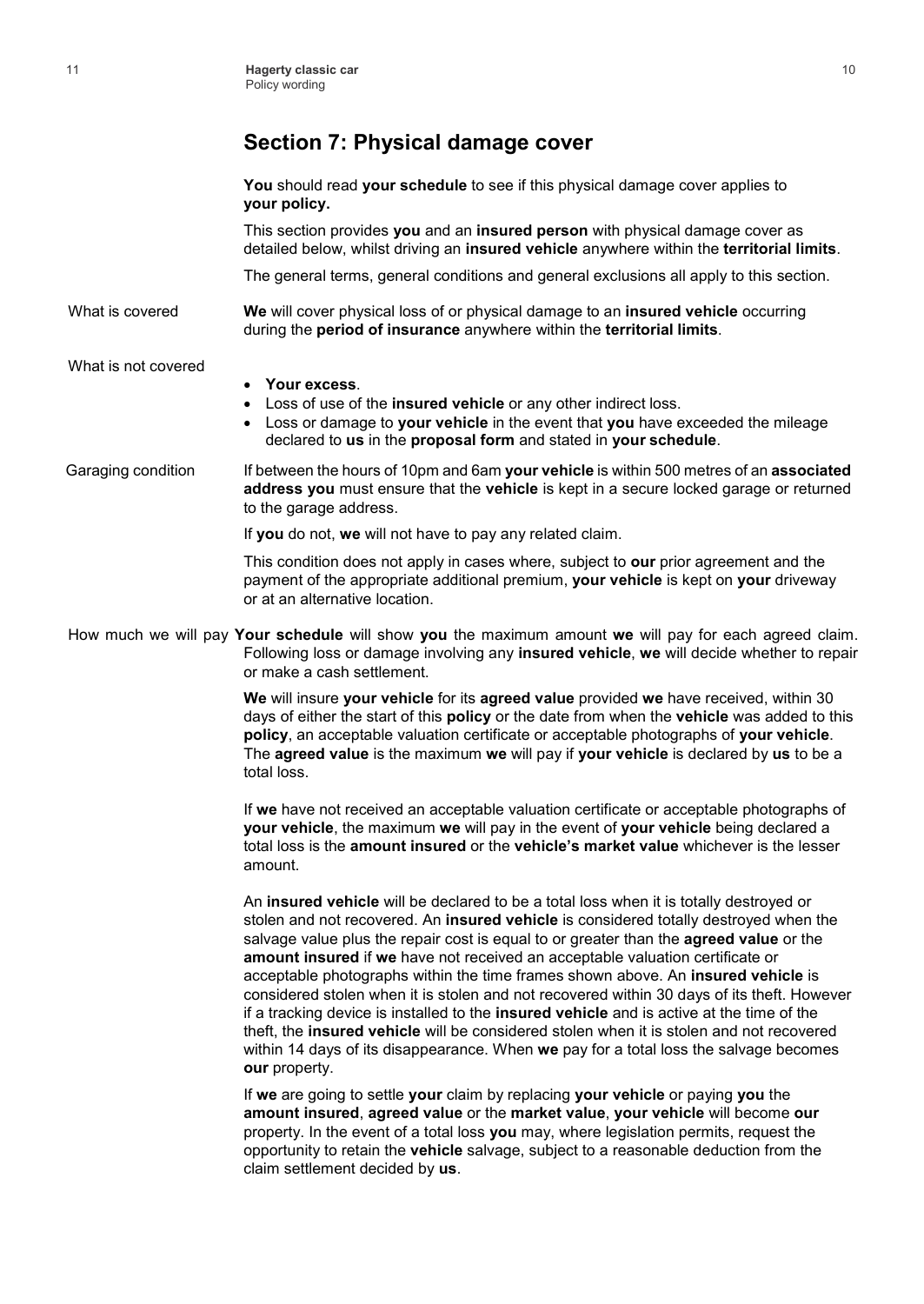## Section 7: Physical damage cover

**You** should read **your schedule** to see if this physical damage cover applies to **your policy.**

This section provides **you** and an **insured person** with physical damage cover as detailed below, whilst driving an **insured vehicle** anywhere within the **territorial limits**.

The general terms, general conditions and general exclusions all apply to this section.

### What is covered

**We** will cover physical loss of or physical damage to an **insured vehicle** occurring during the **period of insurance** anywhere within the **territorial limits**.

### What is not covered

- **Your excess**.
- Loss of use of the **insured vehicle** or any other indirect loss.
- Loss or damage to **your vehicle** in the event that **you** have exceeded the mileage declared to **us** in the **proposal form** and stated in **your schedule**.

### Garaging condition

If between the hours of 10pm and 6am **your vehicle** is within 500 metres of an **associated address you** must ensure that the **vehicle** is kept in a secure locked garage or returned to the garage address.

If **you** do not, **we** will not have to pay any related claim.

This condition does not apply in cases where, subject to **our** prior agreement and the payment of the appropriate additional premium, **your vehicle** is kept on **your** driveway or at an alternative location.

### How much we will pay

**Your schedule** will show **you** the maximum amount **we** will pay for each agreed claim. Following loss or damage involving any **insured vehicle**, **we** will decide whether to repair or make a cash settlement.

**We** will insure **your vehicle** for its **agreed value** provided **we** have received, within 30 days of either the start of this **policy** or the date from when the **vehicle** was added to this **policy**, an acceptable valuation certificate or acceptable photographs of **your vehicle**. The **agreed value** is the maximum **we** will pay if **your vehicle** is declared by **us** to be a total loss.

If **we** have not received an acceptable valuation certificate or acceptable photographs of **your vehicle**, the maximum **we** will pay in the event of **your vehicle** being declared a total loss is the **amount insured** or the **vehicle's market value** whichever is the lesser amount.

An **insured vehicle** will be declared to be a total loss when it is totally destroyed or stolen and not recovered. An **insured vehicle** is considered totally destroyed when the salvage value plus the repair cost is equal to or greater than the **agreed value** or the **amount insured** if **we** have not received an acceptable valuation certificate or acceptable photographs within the time frames shown above. An **insured vehicle** is considered stolen when it is stolen and not recovered within 30 days of its theft. However if a tracking device is installed to the **insured vehicle** and is active at the time of the theft, the **insured vehicle** will be considered stolen when it is stolen and not recovered within 14 days of its disappearance. When **we** pay for a total loss the salvage becomes **our** property.

If **we** are going to settle **your** claim by replacing **your vehicle** or paying **you** the **amount insured**, **agreed value** or the **market value**, **your vehicle** will become **our** property. In the event of a total loss **you** may, where legislation permits, request the opportunity to retain the **vehicle** salvage, subject to a reasonable deduction from the claim settlement decided by **us**.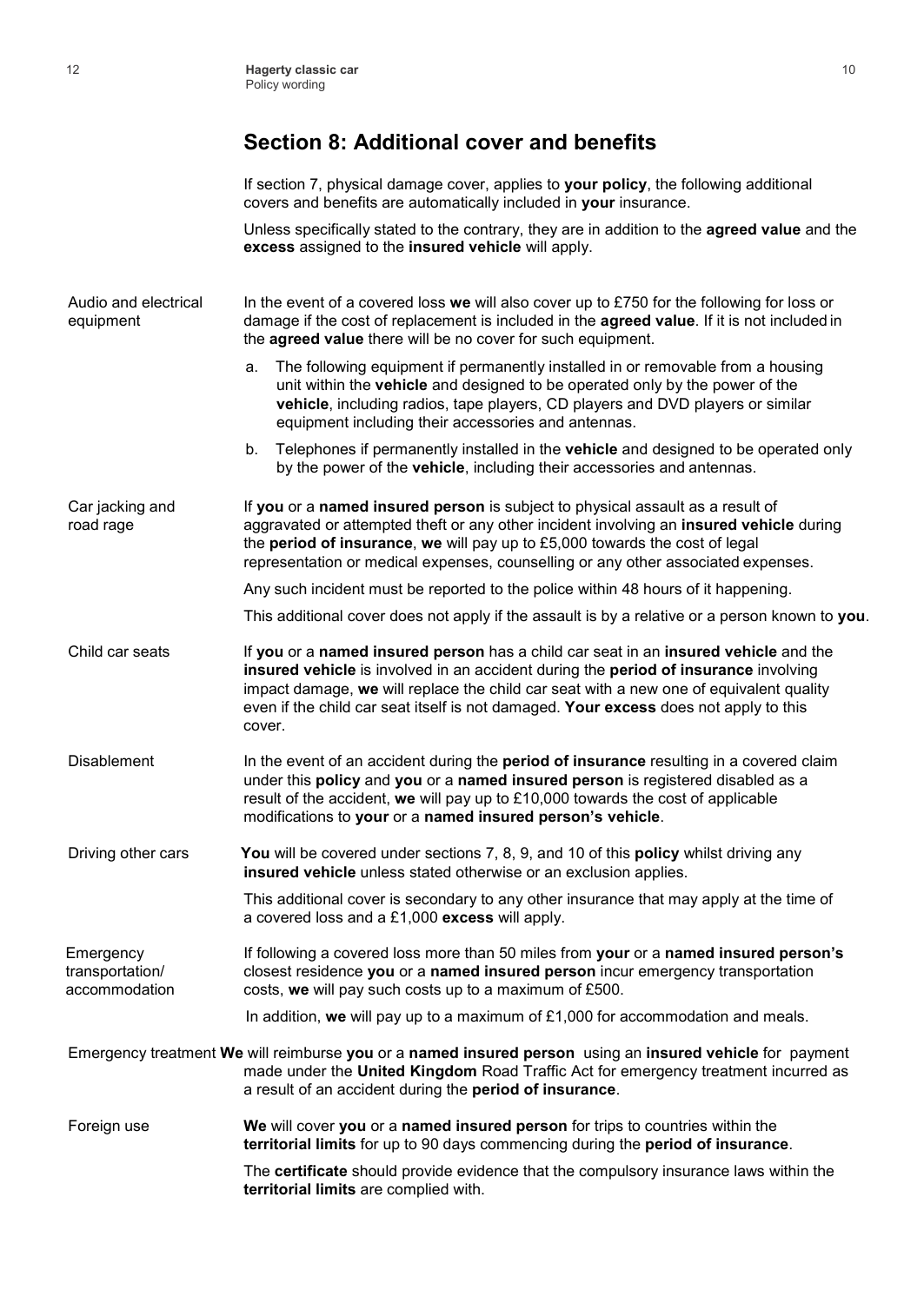## Section 8: Additional cover and benefits

If section 7, physical damage cover, applies to **your policy**, the following additional covers and benefits are automatically included in **your** insurance.

Unless specifically stated to the contrary, they are in addition to the **agreed value** and the **excess** assigned to the **insured vehicle** will apply.

### Audio and electrical equipment

In the event of a covered loss **we** will also cover up to £750 for the following for loss or damage if the cost of replacement is included in the **agreed value**. If it is not included in the **agreed value** there will be no cover for such equipment.

a. The following equipment if permanently installed in or removable from a housing unit within the **vehicle** and designed to be operated only by the power of the **vehicle**, including radios, tape players, CD players and DVD players or similar equipment including their accessories and antennas.

b. Telephones if permanently installed in the **vehicle** and designed to be operated only by the power of the **vehicle**, including their accessories and antennas.

### Car jacking and road rage

If **you** or a **named insured person** is subject to physical assault as a result of aggravated or attempted theft or any other incident involving an **insured vehicle** during the **period of insurance**, **we** will pay up to £5,000 towards the cost of legal representation or medical expenses, counselling or any other associated expenses.

Any such incident must be reported to the police within 48 hours of it happening.

This additional cover does not apply if the assault is by a relative or a person known to **you**.

### Child car seats

If **you** or a **named insured person** has a child car seat in an **insured vehicle** and the **insured vehicle** is involved in an accident during the **period of insurance** involving impact damage, **we** will replace the child car seat with a new one of equivalent quality even if the child car seat itself is not damaged. **Your excess** does not apply to this cover.

### Disablement

In the event of an accident during the **period of insurance** resulting in a covered claim under this **policy** and **you** or a **named insured person** is registered disabled as a result of the accident, **we** will pay up to £10,000 towards the cost of applicable modifications to **your** or a **named insured person's vehicle**.

### Driving other cars

**You** will be covered under sections 7, 8, 9, and 10 of this **policy** whilst driving any **insured vehicle** unless stated otherwise or an exclusion applies.

This additional cover is secondary to any other insurance that may apply at the time of a covered loss and a £1,000 **excess** will apply.

### Emergency transportation/ accommodation

If following a covered loss more than 50 miles from **your** or a **named insured person's** closest residence **you** or a **named insured person** incur emergency transportation costs, **we** will pay such costs up to a maximum of £500.

In addition, **we** will pay up to a maximum of £1,000 for accommodation and meals.

### Emergency treatment

**We** will reimburse **you** or a **named insured person** using an **insured vehicle** for payment made under the **United Kingdom** Road Traffic Act for emergency treatment incurred as a result of an accident during the **period of insurance**.

### Foreign use

**We** will cover **you** or a **named insured person** for trips to countries within the **territorial limits** for up to 90 days commencing during the **period of insurance**.

The **certificate** should provide evidence that the compulsory insurance laws within the **territorial limits** are complied with.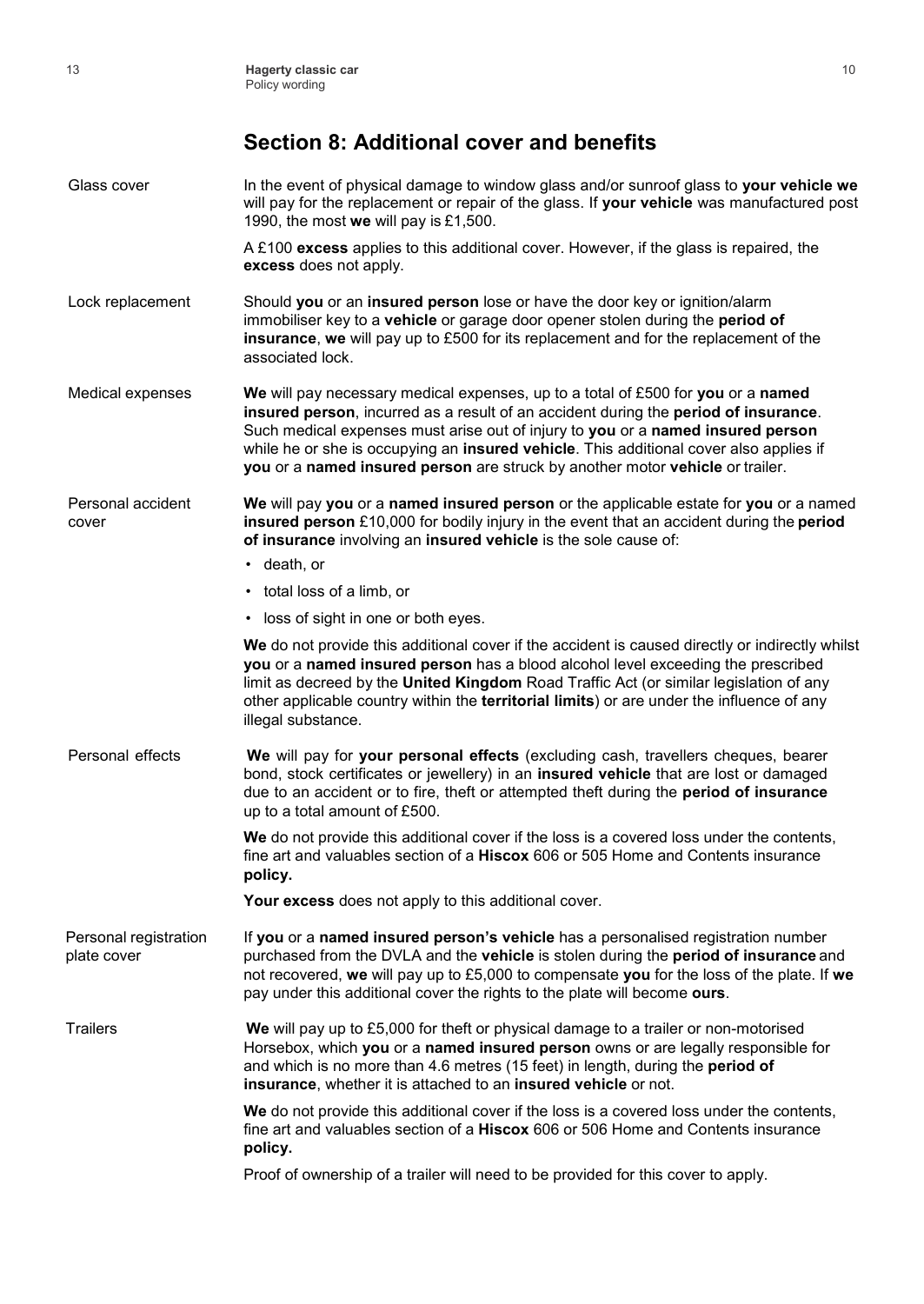## Section 8: Additional cover and benefits

**Glass cover**

In the event of physical damage to window glass and/or sunroof glass to **your vehicle we** will pay for the replacement or repair of the glass. If **your vehicle** was manufactured post 1990, the most **we** will pay is £1,500.

A £100 **excess** applies to this additional cover. However, if the glass is repaired, the **excess** does not apply.

**Lock replacement**

Should **you** or an **insured person** lose or have the door key or ignition/alarm immobiliser key to a **vehicle** or garage door opener stolen during the **period of insurance**, **we** will pay up to £500 for its replacement and for the replacement of the associated lock.

**Medical expenses**

**We** will pay necessary medical expenses, up to a total of £500 for **you** or a **named insured person**, incurred as a result of an accident during the **period of insurance**. Such medical expenses must arise out of injury to **you** or a **named insured person** while he or she is occupying an **insured vehicle**. This additional cover also applies if **you** or a **named insured person** are struck by another motor **vehicle** or trailer.

**Personal accident cover**

**We** will pay **you** or a **named insured person** or the applicable estate for **you** or a named **insured person** £10,000 for bodily injury in the event that an accident during the **period of insurance** involving an **insured vehicle** is the sole cause of:

- death, or
- total loss of a limb, or
- loss of sight in one or both eyes.

**We** do not provide this additional cover if the accident is caused directly or indirectly whilst **you** or a **named insured person** has a blood alcohol level exceeding the prescribed limit as decreed by the **United Kingdom** Road Traffic Act (or similar legislation of any other applicable country within the **territorial limits**) or are under the influence of any illegal substance.

**Personal effects**

**We** will pay for **your personal effects** (excluding cash, travellers cheques, bearer bond, stock certificates or jewellery) in an **insured vehicle** that are lost or damaged due to an accident or to fire, theft or attempted theft during the **period of insurance** up to a total amount of £500.

**We** do not provide this additional cover if the loss is a covered loss under the contents, fine art and valuables section of a **Hiscox** 606 or 505 Home and Contents insurance **policy.**

**Your excess** does not apply to this additional cover.

**Personal registration plate cover**

If **you** or a **named insured person's vehicle** has a personalised registration number purchased from the DVLA and the **vehicle** is stolen during the **period of insurance** and not recovered, **we** will pay up to £5,000 to compensate **you** for the loss of the plate. If **we** pay under this additional cover the rights to the plate will become **ours**.

**Trailers**

**We** will pay up to £5,000 for theft or physical damage to a trailer or non-motorised Horsebox, which **you** or a **named insured person** owns or are legally responsible for and which is no more than 4.6 metres (15 feet) in length, during the **period of insurance**, whether it is attached to an **insured vehicle** or not.

**We** do not provide this additional cover if the loss is a covered loss under the contents, fine art and valuables section of a **Hiscox** 606 or 506 Home and Contents insurance **policy.**

Proof of ownership of a trailer will need to be provided for this cover to apply.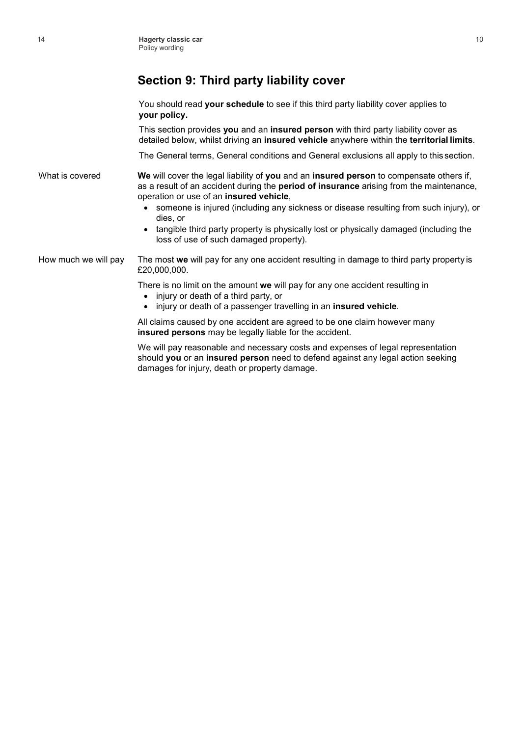## Section 9: Third party liability cover

You should read **your schedule** to see if this third party liability cover applies to **your policy.**

This section provides **you** and an **insured person** with third party liability cover as detailed below, whilst driving an **insured vehicle** anywhere within the **territorial limits**.

The General terms, General conditions and General exclusions all apply to this section.

### What is covered

**We** will cover the legal liability of **you** and an **insured person** to compensate others if, as a result of an accident during the **period of insurance** arising from the maintenance, operation or use of an **insured vehicle**,

- someone is injured (including any sickness or disease resulting from such injury), or dies, or
- tangible third party property is physically lost or physically damaged (including the loss of use of such damaged property).

### How much we will pay

The most **we** will pay for any one accident resulting in damage to third party property is £20,000,000.

There is no limit on the amount **we** will pay for any one accident resulting in

- injury or death of a third party, or
- injury or death of a passenger travelling in an **insured vehicle**.

All claims caused by one accident are agreed to be one claim however many **insured persons** may be legally liable for the accident.

We will pay reasonable and necessary costs and expenses of legal representation should **you** or an **insured person** need to defend against any legal action seeking damages for injury, death or property damage.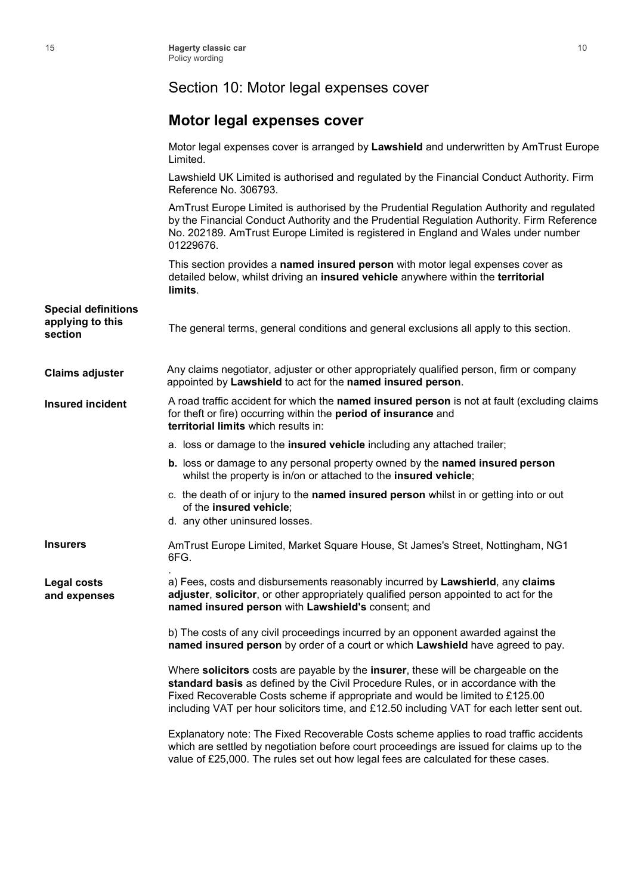# Section 10: Motor legal expenses cover

## Motor legal expenses cover

Motor legal expenses cover is arranged by **Lawshield** and underwritten by AmTrust Europe Limited.

Lawshield UK Limited is authorised and regulated by the Financial Conduct Authority. Firm Reference No. 306793.

AmTrust Europe Limited is authorised by the Prudential Regulation Authority and regulated by the Financial Conduct Authority and the Prudential Regulation Authority. Firm Reference No. 202189. AmTrust Europe Limited is registered in England and Wales under number 01229676.

This section provides a **named insured person** with motor legal expenses cover as detailed below, whilst driving an **insured vehicle** anywhere within the **territorial limits**.

**Special definitions applying to this section**

The general terms, general conditions and general exclusions all apply to this section.

**Claims adjuster**

Any claims negotiator, adjuster or other appropriately qualified person, firm or company appointed by **Lawshield** to act for the **named insured person**.

**Insured incident**

A road traffic accident for which the **named insured person** is not at fault (excluding claims for theft or fire) occurring within the **period of insurance** and **territorial limits** which results in:

a. loss or damage to the **insured vehicle** including any attached trailer;

**b.** loss or damage to any personal property owned by the **named insured person** whilst the property is in/on or attached to the **insured vehicle**;

c. the death of or injury to the **named insured person** whilst in or getting into or out of the **insured vehicle**;

d. any other uninsured losses.

**Insurers**

AmTrust Europe Limited, Market Square House, St James's Street, Nottingham, NG1 6FG.

**Legal costs and expenses**

a) Fees, costs and disbursements reasonably incurred by **Lawshierld**, any **claims adjuster**, **solicitor**, or other appropriately qualified person appointed to act for the **named insured person** with **Lawshield's** consent; and

b) The costs of any civil proceedings incurred by an opponent awarded against the **named insured person** by order of a court or which **Lawshield** have agreed to pay.

Where **solicitors** costs are payable by the **insurer**, these will be chargeable on the **standard basis** as defined by the Civil Procedure Rules, or in accordance with the Fixed Recoverable Costs scheme if appropriate and would be limited to £125.00 including VAT per hour solicitors time, and £12.50 including VAT for each letter sent out.

Explanatory note: The Fixed Recoverable Costs scheme applies to road traffic accidents which are settled by negotiation before court proceedings are issued for claims up to the value of £25,000. The rules set out how legal fees are calculated for these cases.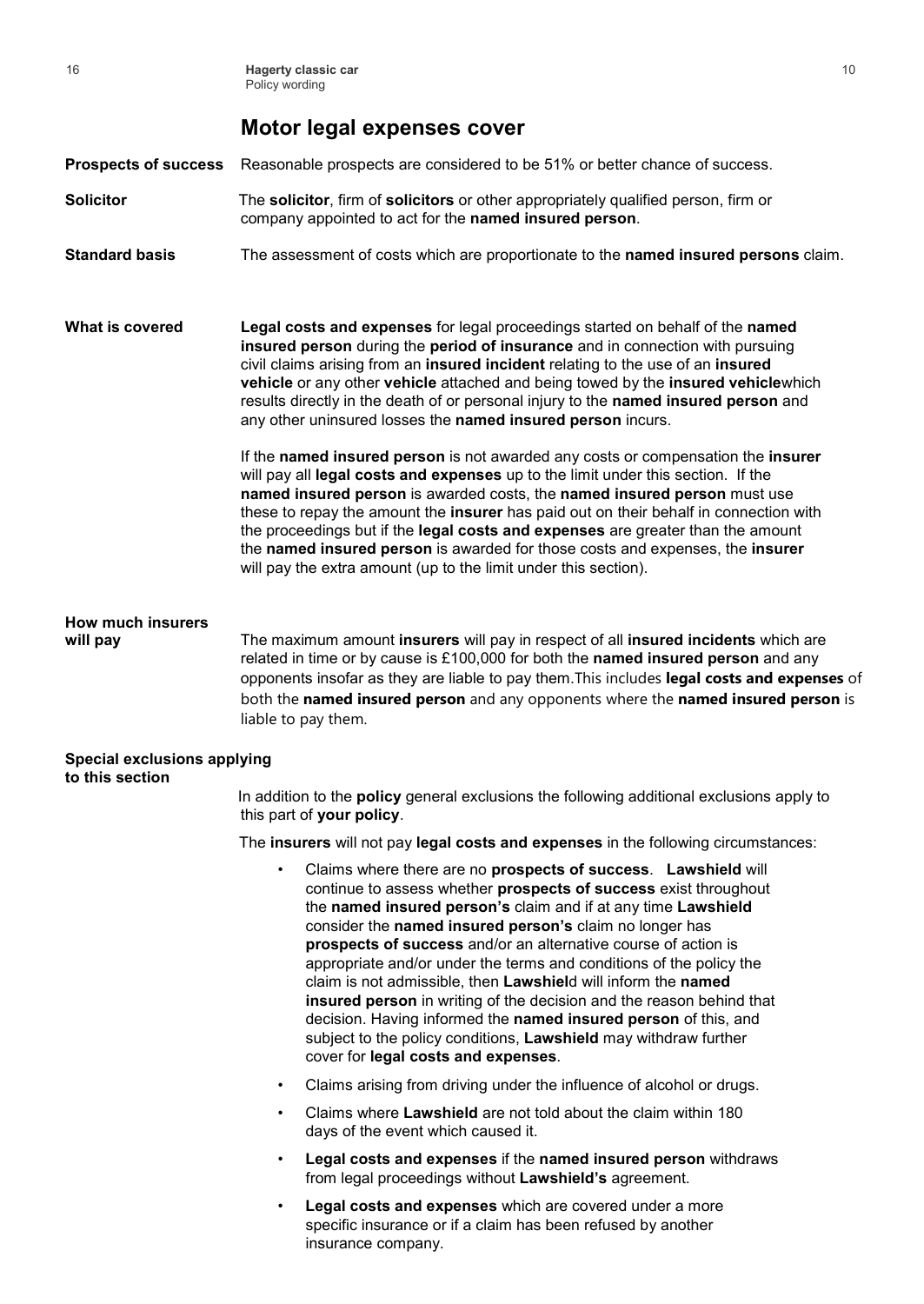## Motor legal expenses cover

**Prospects of success** Reasonable prospects are considered to be 51% or better chance of success.

**Solicitor** The **solicitor**, firm of **solicitors** or other appropriately qualified person, firm or company appointed to act for the **named insured person**.

**Standard basis** The assessment of costs which are proportionate to the **named insured persons** claim.

### What is covered

**Legal costs and expenses** for legal proceedings started on behalf of the **named insured person** during the **period of insurance** and in connection with pursuing civil claims arising from an **insured incident** relating to the use of an **insured vehicle** or any other **vehicle** attached and being towed by the **insured vehicle**which results directly in the death of or personal injury to the **named insured person** and any other uninsured losses the **named insured person** incurs.

If the **named insured person** is not awarded any costs or compensation the **insurer** will pay all **legal costs and expenses** up to the limit under this section. If the **named insured person** is awarded costs, the **named insured person** must use these to repay the amount the **insurer** has paid out on their behalf in connection with the proceedings but if the **legal costs and expenses** are greater than the amount the **named insured person** is awarded for those costs and expenses, the **insurer** will pay the extra amount (up to the limit under this section).

### How much insurers will pay

The maximum amount **insurers** will pay in respect of all **insured incidents** which are related in time or by cause is £100,000 for both the **named insured person** and any opponents insofar as they are liable to pay them.This includes **legal costs and expenses** of both the **named insured person** and any opponents where the **named insured person** is liable to pay them.

### Special exclusions applying to this section

In addition to the **policy** general exclusions the following additional exclusions apply to this part of **your policy**.

The **insurers** will not pay **legal costs and expenses** in the following circumstances:

- Claims where there are no **prospects of success**. **Lawshield** will continue to assess whether **prospects of success** exist throughout the **named insured person's** claim and if at any time **Lawshield** consider the **named insured person's** claim no longer has **prospects of success** and/or an alternative course of action is appropriate and/or under the terms and conditions of the policy the claim is not admissible, then **Lawshiel**d will inform the **named insured person** in writing of the decision and the reason behind that decision. Having informed the **named insured person** of this, and subject to the policy conditions, **Lawshield** may withdraw further cover for **legal costs and expenses**.
- Claims arising from driving under the influence of alcohol or drugs.
- Claims where **Lawshield** are not told about the claim within 180 days of the event which caused it.
- **Legal costs and expenses** if the **named insured person** withdraws from legal proceedings without **Lawshield's** agreement.
- **Legal costs and expenses** which are covered under a more specific insurance or if a claim has been refused by another insurance company.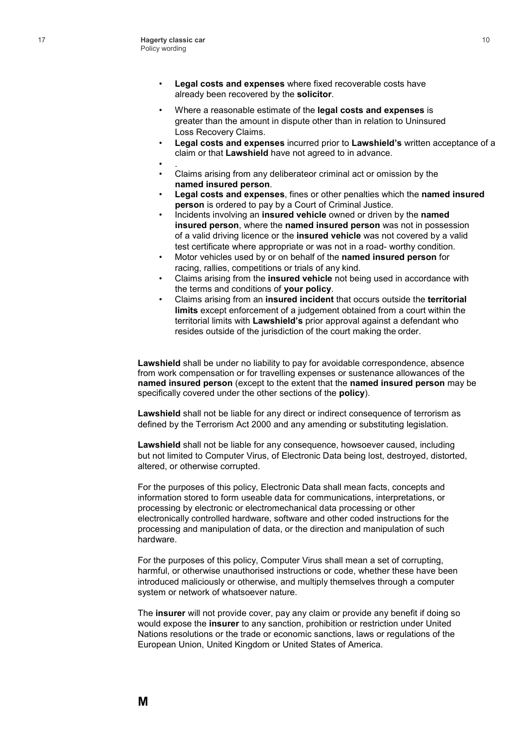- **Legal costs and expenses** where fixed recoverable costs have already been recovered by the **solicitor**.
- Where a reasonable estimate of the **legal costs and expenses** is greater than the amount in dispute other than in relation to Uninsured Loss Recovery Claims.
- **Legal costs and expenses** incurred prior to **Lawshield's** written acceptance of a claim or that **Lawshield** have not agreed to in advance.
- .
- Claims arising from any deliberateor criminal act or omission by the **named insured person**.
- **Legal costs and expenses**, fines or other penalties which the **named insured person** is ordered to pay by a Court of Criminal Justice.
- Incidents involving an **insured vehicle** owned or driven by the **named insured person**, where the **named insured person** was not in possession of a valid driving licence or the **insured vehicle** was not covered by a valid test certificate where appropriate or was not in a road- worthy condition.
- Motor vehicles used by or on behalf of the **named insured person** for racing, rallies, competitions or trials of any kind.
- Claims arising from the **insured vehicle** not being used in accordance with the terms and conditions of **your policy**.
- Claims arising from an **insured incident** that occurs outside the **territorial limits** except enforcement of a judgement obtained from a court within the territorial limits with **Lawshield's** prior approval against a defendant who resides outside of the jurisdiction of the court making the order.

**Lawshield** shall be under no liability to pay for avoidable correspondence, absence from work compensation or for travelling expenses or sustenance allowances of the **named insured person** (except to the extent that the **named insured person** may be specifically covered under the other sections of the **policy**).

**Lawshield** shall not be liable for any direct or indirect consequence of terrorism as defined by the Terrorism Act 2000 and any amending or substituting legislation.

**Lawshield** shall not be liable for any consequence, howsoever caused, including but not limited to Computer Virus, of Electronic Data being lost, destroyed, distorted, altered, or otherwise corrupted.

For the purposes of this policy, Electronic Data shall mean facts, concepts and information stored to form useable data for communications, interpretations, or processing by electronic or electromechanical data processing or other electronically controlled hardware, software and other coded instructions for the processing and manipulation of data, or the direction and manipulation of such hardware.

For the purposes of this policy, Computer Virus shall mean a set of corrupting, harmful, or otherwise unauthorised instructions or code, whether these have been introduced maliciously or otherwise, and multiply themselves through a computer system or network of whatsoever nature.

The **insurer** will not provide cover, pay any claim or provide any benefit if doing so would expose the **insurer** to any sanction, prohibition or restriction under United Nations resolutions or the trade or economic sanctions, laws or regulations of the European Union, United Kingdom or United States of America.

**M**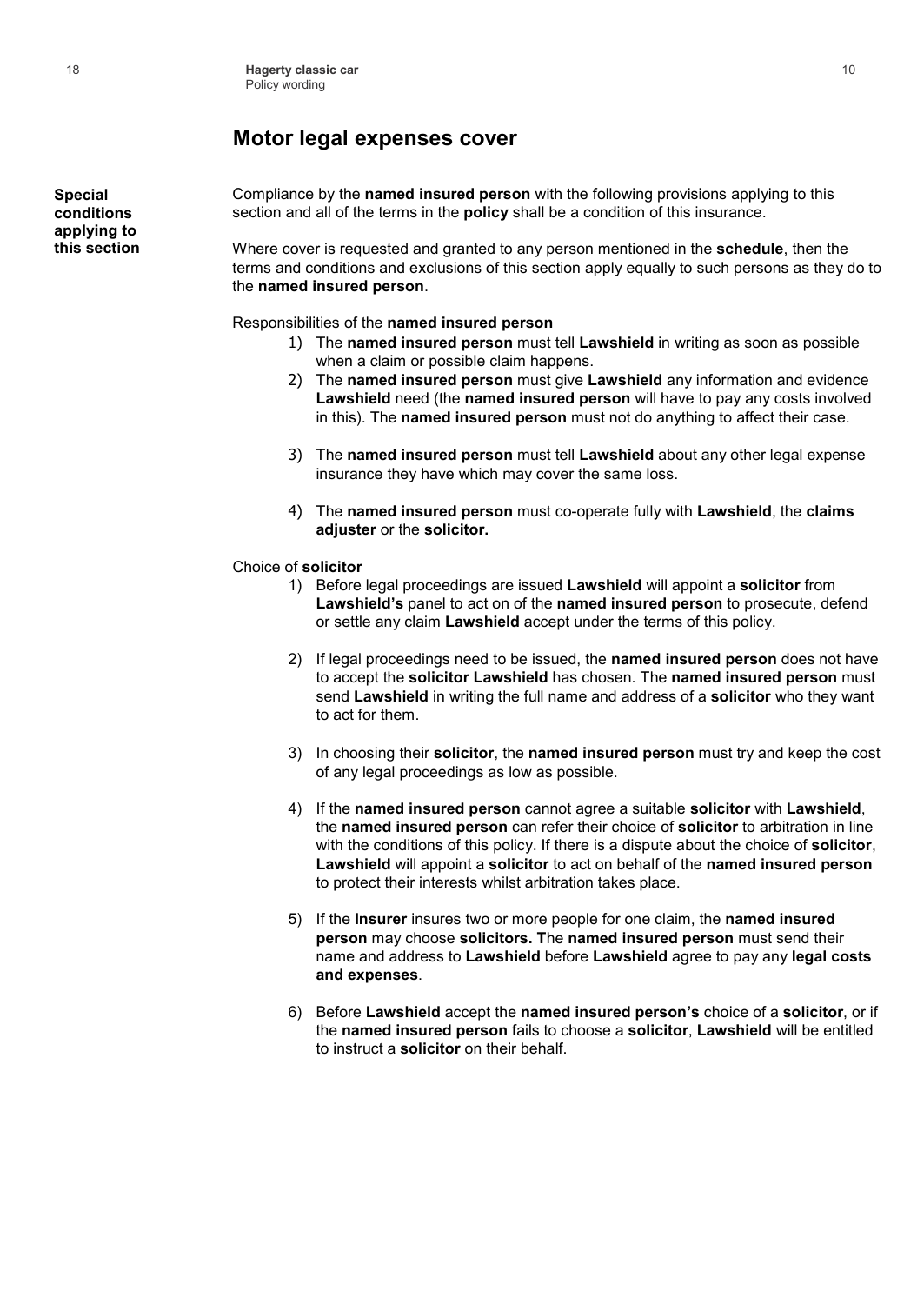## Motor legal expenses cover

**Special conditions applying to this section**

Compliance by the **named insured person** with the following provisions applying to this section and all of the terms in the **policy** shall be a condition of this insurance.

Where cover is requested and granted to any person mentioned in the **schedule**, then the terms and conditions and exclusions of this section apply equally to such persons as they do to the **named insured person**.

Responsibilities of the **named insured person**

1) The **named insured person** must tell **Lawshield** in writing as soon as possible when a claim or possible claim happens.
2) The **named insured person** must give **Lawshield** any information and evidence **Lawshield** need (the **named insured person** will have to pay any costs involved in this). The **named insured person** must not do anything to affect their case.
3) The **named insured person** must tell **Lawshield** about any other legal expense insurance they have which may cover the same loss.
4) The **named insured person** must co-operate fully with **Lawshield**, the **claims adjuster** or the **solicitor.**

Choice of **solicitor**

1) Before legal proceedings are issued **Lawshield** will appoint a **solicitor** from **Lawshield's** panel to act on of the **named insured person** to prosecute, defend or settle any claim **Lawshield** accept under the terms of this policy.
2) If legal proceedings need to be issued, the **named insured person** does not have to accept the **solicitor Lawshield** has chosen. The **named insured person** must send **Lawshield** in writing the full name and address of a **solicitor** who they want to act for them.
3) In choosing their **solicitor**, the **named insured person** must try and keep the cost of any legal proceedings as low as possible.
4) If the **named insured person** cannot agree a suitable **solicitor** with **Lawshield**, the **named insured person** can refer their choice of **solicitor** to arbitration in line with the conditions of this policy. If there is a dispute about the choice of **solicitor**, **Lawshield** will appoint a **solicitor** to act on behalf of the **named insured person** to protect their interests whilst arbitration takes place.
5) If the **Insurer** insures two or more people for one claim, the **named insured person** may choose **solicitors. T**he **named insured person** must send their name and address to **Lawshield** before **Lawshield** agree to pay any **legal costs and expenses**.
6) Before **Lawshield** accept the **named insured person's** choice of a **solicitor**, or if the **named insured person** fails to choose a **solicitor**, **Lawshield** will be entitled to instruct a **solicitor** on their behalf.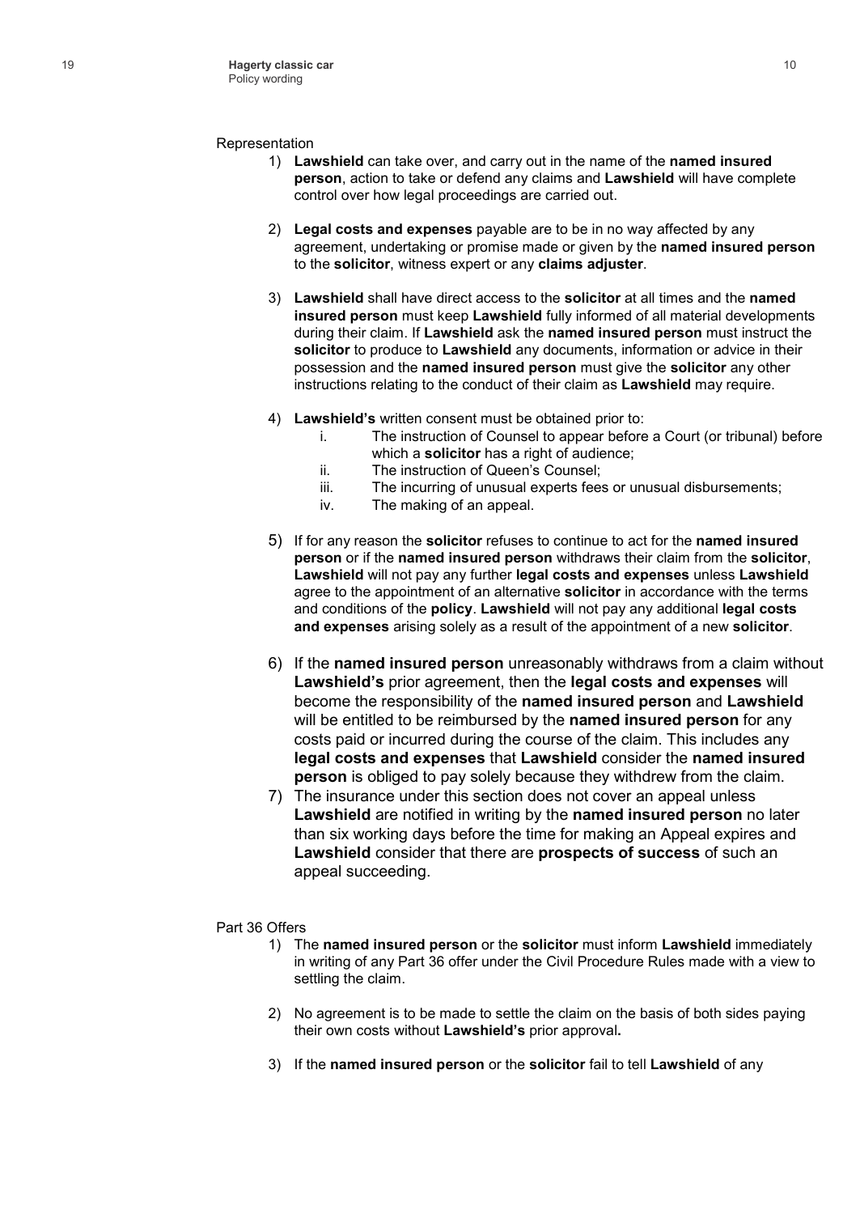Representation

1) **Lawshield** can take over, and carry out in the name of the **named insured person**, action to take or defend any claims and **Lawshield** will have complete control over how legal proceedings are carried out.

2) **Legal costs and expenses** payable are to be in no way affected by any agreement, undertaking or promise made or given by the **named insured person** to the **solicitor**, witness expert or any **claims adjuster**.

3) **Lawshield** shall have direct access to the **solicitor** at all times and the **named insured person** must keep **Lawshield** fully informed of all material developments during their claim. If **Lawshield** ask the **named insured person** must instruct the **solicitor** to produce to **Lawshield** any documents, information or advice in their possession and the **named insured person** must give the **solicitor** any other instructions relating to the conduct of their claim as **Lawshield** may require.

4) **Lawshield's** written consent must be obtained prior to:
   i. The instruction of Counsel to appear before a Court (or tribunal) before which a **solicitor** has a right of audience;
   ii. The instruction of Queen's Counsel;
   iii. The incurring of unusual experts fees or unusual disbursements;
   iv. The making of an appeal.

5) If for any reason the **solicitor** refuses to continue to act for the **named insured person** or if the **named insured person** withdraws their claim from the **solicitor**, **Lawshield** will not pay any further **legal costs and expenses** unless **Lawshield** agree to the appointment of an alternative **solicitor** in accordance with the terms and conditions of the **policy**. **Lawshield** will not pay any additional **legal costs and expenses** arising solely as a result of the appointment of a new **solicitor**.

6) If the **named insured person** unreasonably withdraws from a claim without **Lawshield's** prior agreement, then the **legal costs and expenses** will become the responsibility of the **named insured person** and **Lawshield** will be entitled to be reimbursed by the **named insured person** for any costs paid or incurred during the course of the claim. This includes any **legal costs and expenses** that **Lawshield** consider the **named insured person** is obliged to pay solely because they withdrew from the claim.

7) The insurance under this section does not cover an appeal unless **Lawshield** are notified in writing by the **named insured person** no later than six working days before the time for making an Appeal expires and **Lawshield** consider that there are **prospects of success** of such an appeal succeeding.

Part 36 Offers

1) The **named insured person** or the **solicitor** must inform **Lawshield** immediately in writing of any Part 36 offer under the Civil Procedure Rules made with a view to settling the claim.

2) No agreement is to be made to settle the claim on the basis of both sides paying their own costs without **Lawshield's** prior approval**.**

3) If the **named insured person** or the **solicitor** fail to tell **Lawshield** of any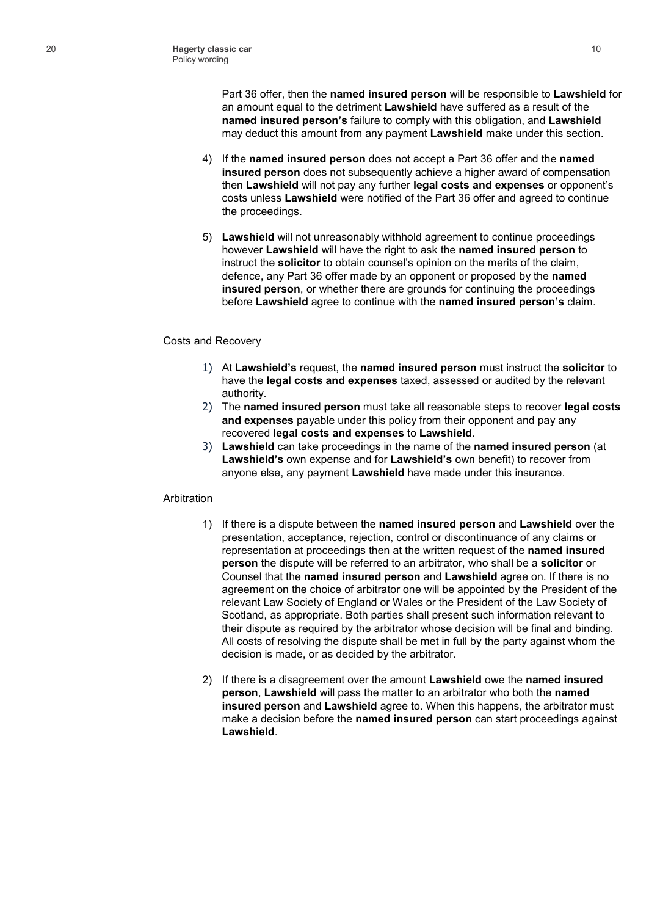Part 36 offer, then the **named insured person** will be responsible to **Lawshield** for an amount equal to the detriment **Lawshield** have suffered as a result of the **named insured person's** failure to comply with this obligation, and **Lawshield** may deduct this amount from any payment **Lawshield** make under this section.

4) If the **named insured person** does not accept a Part 36 offer and the **named insured person** does not subsequently achieve a higher award of compensation then **Lawshield** will not pay any further **legal costs and expenses** or opponent's costs unless **Lawshield** were notified of the Part 36 offer and agreed to continue the proceedings.

5) **Lawshield** will not unreasonably withhold agreement to continue proceedings however **Lawshield** will have the right to ask the **named insured person** to instruct the **solicitor** to obtain counsel's opinion on the merits of the claim, defence, any Part 36 offer made by an opponent or proposed by the **named insured person**, or whether there are grounds for continuing the proceedings before **Lawshield** agree to continue with the **named insured person's** claim.

Costs and Recovery

1) At **Lawshield's** request, the **named insured person** must instruct the **solicitor** to have the **legal costs and expenses** taxed, assessed or audited by the relevant authority.
2) The **named insured person** must take all reasonable steps to recover **legal costs and expenses** payable under this policy from their opponent and pay any recovered **legal costs and expenses** to **Lawshield**.
3) **Lawshield** can take proceedings in the name of the **named insured person** (at **Lawshield's** own expense and for **Lawshield's** own benefit) to recover from anyone else, any payment **Lawshield** have made under this insurance.

Arbitration

1) If there is a dispute between the **named insured person** and **Lawshield** over the presentation, acceptance, rejection, control or discontinuance of any claims or representation at proceedings then at the written request of the **named insured person** the dispute will be referred to an arbitrator, who shall be a **solicitor** or Counsel that the **named insured person** and **Lawshield** agree on. If there is no agreement on the choice of arbitrator one will be appointed by the President of the relevant Law Society of England or Wales or the President of the Law Society of Scotland, as appropriate. Both parties shall present such information relevant to their dispute as required by the arbitrator whose decision will be final and binding. All costs of resolving the dispute shall be met in full by the party against whom the decision is made, or as decided by the arbitrator.

2) If there is a disagreement over the amount **Lawshield** owe the **named insured person**, **Lawshield** will pass the matter to an arbitrator who both the **named insured person** and **Lawshield** agree to. When this happens, the arbitrator must make a decision before the **named insured person** can start proceedings against **Lawshield**.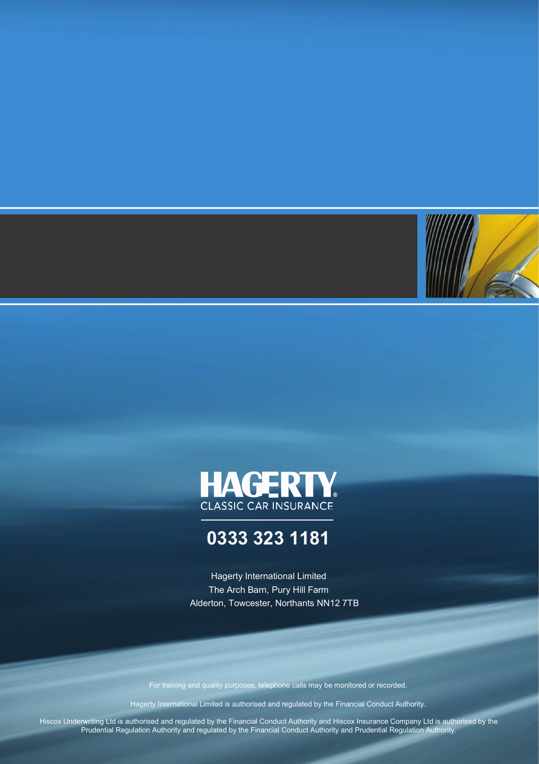HAGERTY®

CLASSIC CAR INSURANCE

**0333 323 1181**

Hagerty International Limited
The Arch Barn, Pury Hill Farm
Alderton, Towcester, Northants NN12 7TB

For training and quality purposes, telephone calls may be monitored or recorded.

Hagerty International Limited is authorised and regulated by the Financial Conduct Authority.

Hiscox Underwriting Ltd is authorised and regulated by the Financial Conduct Authority and Hiscox Insurance Company Ltd is authorised by the Prudential Regulation Authority and regulated by the Financial Conduct Authority and Prudential Regulation Authority.